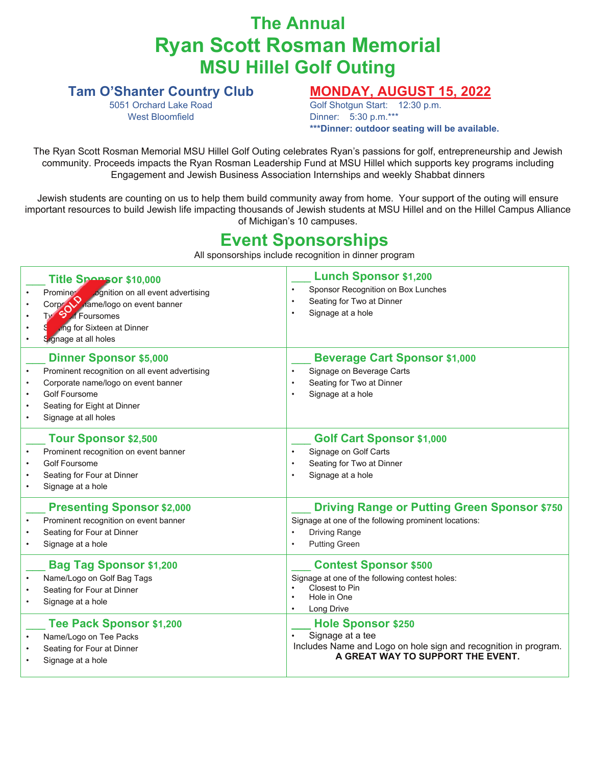# The Annual
# Ryan Scott Rosman Memorial
## MSU Hillel Golf Outing

**Tam O'Shanter Country Club**
5051 Orchard Lake Road
West Bloomfield

**MONDAY, AUGUST 15, 2022**
Golf Shotgun Start: 12:30 p.m.
Dinner: 5:30 p.m.***
**\*\*\*Dinner: outdoor seating will be available.**

The Ryan Scott Rosman Memorial MSU Hillel Golf Outing celebrates Ryan's passions for golf, entrepreneurship and Jewish community. Proceeds impacts the Ryan Rosman Leadership Fund at MSU Hillel which supports key programs including Engagement and Jewish Business Association Internships and weekly Shabbat dinners

Jewish students are counting on us to help them build community away from home. Your support of the outing will ensure important resources to build Jewish life impacting thousands of Jewish students at MSU Hillel and on the Hillel Campus Alliance of Michigan's 10 campuses.

## Event Sponsorships

All sponsorships include recognition in dinner program

### ___ Title Sponsor $10,000 (SOLD)
- Prominent recognition on all event advertising
- Corporate name/logo on event banner
- Two Golf Foursomes
- Seating for Sixteen at Dinner
- Signage at all holes

### ___ Dinner Sponsor $5,000
- Prominent recognition on all event advertising
- Corporate name/logo on event banner
- Golf Foursome
- Seating for Eight at Dinner
- Signage at all holes

### ___ Tour Sponsor $2,500
- Prominent recognition on event banner
- Golf Foursome
- Seating for Four at Dinner
- Signage at a hole

### ___ Presenting Sponsor $2,000
- Prominent recognition on event banner
- Seating for Four at Dinner
- Signage at a hole

### ___ Bag Tag Sponsor $1,200
- Name/Logo on Golf Bag Tags
- Seating for Four at Dinner
- Signage at a hole

### ___ Tee Pack Sponsor $1,200
- Name/Logo on Tee Packs
- Seating for Four at Dinner
- Signage at a hole

### ___ Lunch Sponsor $1,200
- Sponsor Recognition on Box Lunches
- Seating for Two at Dinner
- Signage at a hole

### ___ Beverage Cart Sponsor $1,000
- Signage on Beverage Carts
- Seating for Two at Dinner
- Signage at a hole

### ___ Golf Cart Sponsor $1,000
- Signage on Golf Carts
- Seating for Two at Dinner
- Signage at a hole

### ___ Driving Range or Putting Green Sponsor $750
Signage at one of the following prominent locations:
- Driving Range
- Putting Green

### ___ Contest Sponsor $500
Signage at one of the following contest holes:
- Closest to Pin
- Hole in One
- Long Drive

### ___ Hole Sponsor $250
- Signage at a tee

Includes Name and Logo on hole sign and recognition in program.
**A GREAT WAY TO SUPPORT THE EVENT.**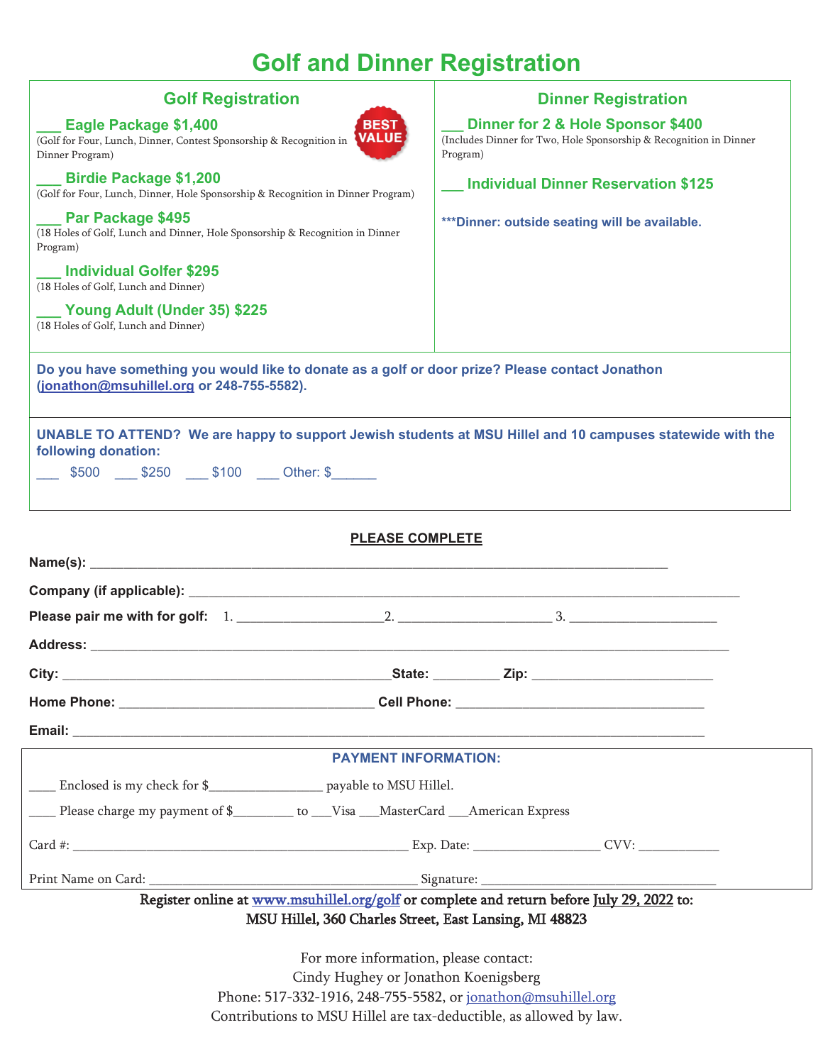# Golf and Dinner Registration

## Golf Registration

**___ Eagle Package $1,400** BEST VALUE
(Golf for Four, Lunch, Dinner, Contest Sponsorship & Recognition in Dinner Program)

**___ Birdie Package $1,200**
(Golf for Four, Lunch, Dinner, Hole Sponsorship & Recognition in Dinner Program)

**___ Par Package $495**
(18 Holes of Golf, Lunch and Dinner, Hole Sponsorship & Recognition in Dinner Program)

**___ Individual Golfer $295**
(18 Holes of Golf, Lunch and Dinner)

**___ Young Adult (Under 35) $225**
(18 Holes of Golf, Lunch and Dinner)

## Dinner Registration

**___ Dinner for 2 & Hole Sponsor $400**
(Includes Dinner for Two, Hole Sponsorship & Recognition in Dinner Program)

**___ Individual Dinner Reservation $125**

*****Dinner: outside seating will be available.**

**Do you have something you would like to donate as a golf or door prize? Please contact Jonathon (jonathon@msuhillel.org or 248-755-5582).**

**UNABLE TO ATTEND? We are happy to support Jewish students at MSU Hillel and 10 campuses statewide with the following donation:**

___ $500 ___ $250 ___ $100 ___ Other: $______

**PLEASE COMPLETE**

**Name(s):** ______________________________________________________________

**Company (if applicable):** ______________________________________________________

**Please pair me with for golf:** 1. ____________________ 2. ____________________ 3. ____________________

**Address:** ______________________________________________________________

**City:** ________________________________ **State:** _________ **Zip:** ____________________

**Home Phone:** ____________________________ **Cell Phone:** ____________________________

**Email:** ______________________________________________________________

**PAYMENT INFORMATION:**

____ Enclosed is my check for $________________ payable to MSU Hillel.

____ Please charge my payment of $_________ to ___Visa ___MasterCard ___American Express

Card #: ________________________________________ Exp. Date: __________________ CVV: ___________

Print Name on Card: ____________________________________ Signature: ________________________________

**Register online at www.msuhillel.org/golf or complete and return before July 29, 2022 to:**
**MSU Hillel, 360 Charles Street, East Lansing, MI 48823**

For more information, please contact:
Cindy Hughey or Jonathon Koenigsberg
Phone: 517-332-1916, 248-755-5582, or jonathon@msuhillel.org
Contributions to MSU Hillel are tax-deductible, as allowed by law.